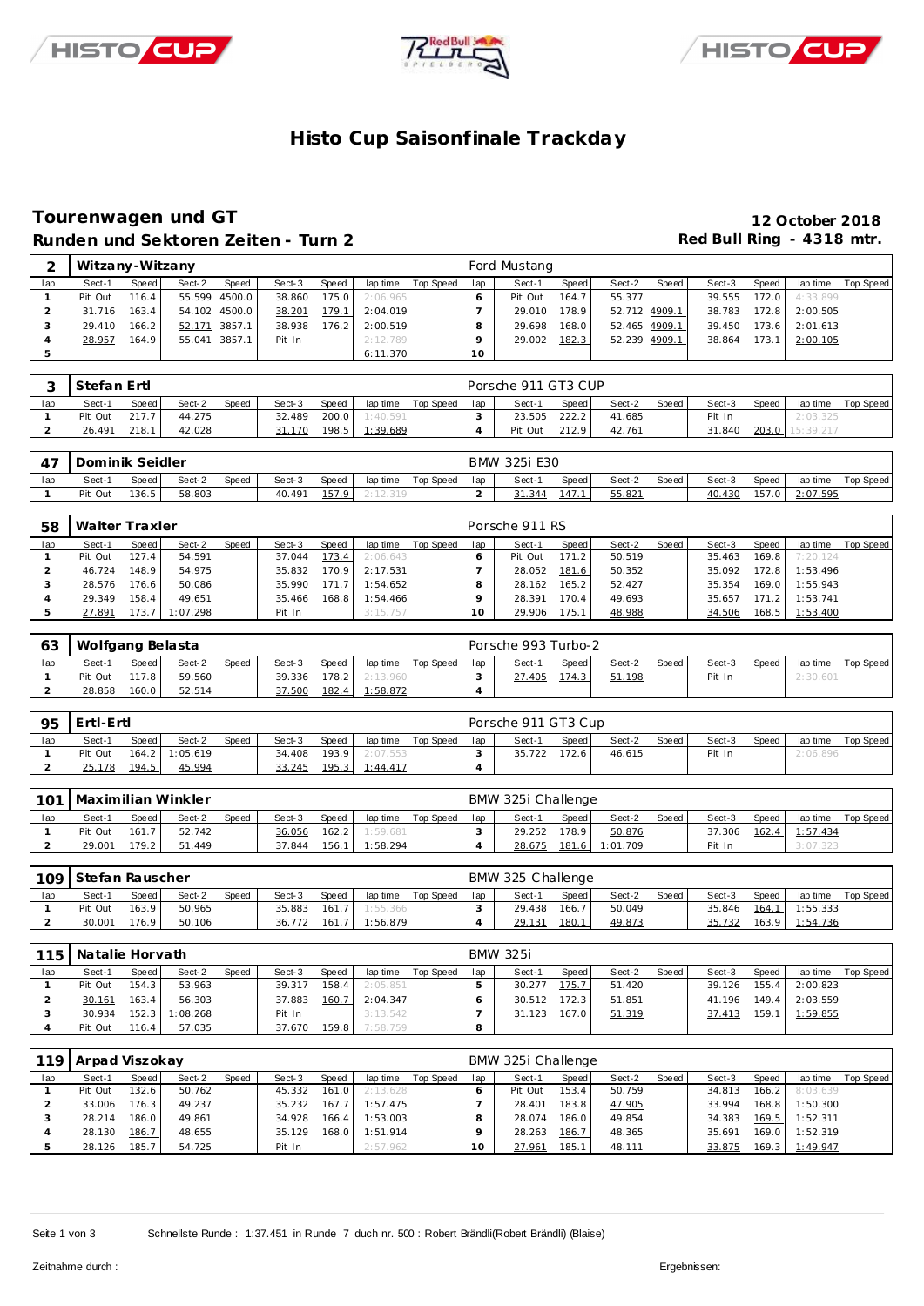# Histo Cup Saisonfinale Trackday

## Tourenwagen und GT

**12 October 2018**

### Runden und Sektoren Zeiten - Turn 2

**Red Bull Ring - 4318 mtr.**

| 2 | Witzany-Witzany | | | | | | | | Ford Mustang | | | | | | | | | |
|---|---|---|---|---|---|---|---|---|---|---|---|---|---|---|---|---|---|---|
| lap | Sect-1 | Speed | Sect-2 | Speed | Sect-3 | Speed | lap time | Top Speed | lap | Sect-1 | Speed | Sect-2 | Speed | Sect-3 | Speed | lap time | Top Speed |
| 1 | Pit Out | 116.4 | 55.599 | 4500.0 | 38.860 | 175.0 | 2:06.965 | | 6 | Pit Out | 164.7 | 55.377 | | 39.555 | 172.0 | 4:33.899 | |
| 2 | 31.716 | 163.4 | 54.102 | 4500.0 | 38.201 | 179.1 | 2:04.019 | | 7 | 29.010 | 178.9 | 52.712 | 4909.1 | 38.783 | 172.8 | 2:00.505 | |
| 3 | 29.410 | 166.2 | 52.171 | 3857.1 | 38.938 | 176.2 | 2:00.519 | | 8 | 29.698 | 168.0 | 52.465 | 4909.1 | 39.450 | 173.6 | 2:01.613 | |
| 4 | 28.957 | 164.9 | 55.041 | 3857.1 | Pit In | | 2:12.789 | | 9 | 29.002 | 182.3 | 52.239 | 4909.1 | 38.864 | 173.1 | 2:00.105 | |
| 5 | | | | | | | 6:11.370 | | 10 | | | | | | | | |

| 3 | Stefan Ertl | | | | | | | | Porsche 911 GT3 CUP | | | | | | | | | |
|---|---|---|---|---|---|---|---|---|---|---|---|---|---|---|---|---|---|---|
| lap | Sect-1 | Speed | Sect-2 | Speed | Sect-3 | Speed | lap time | Top Speed | lap | Sect-1 | Speed | Sect-2 | Speed | Sect-3 | Speed | lap time | Top Speed |
| 1 | Pit Out | 217.7 | 44.275 | | 32.489 | 200.0 | 1:40.591 | | 3 | 23.505 | 222.2 | 41.685 | | Pit In | | 2:03.325 | |
| 2 | 26.491 | 218.1 | 42.028 | | 31.170 | 198.5 | 1:39.689 | | 4 | Pit Out | 212.9 | 42.761 | | 31.840 | 203.0 | 15:39.217 | |

| 47 | Dominik Seidler | | | | | | | | BMW 325i E30 | | | | | | | | | |
|---|---|---|---|---|---|---|---|---|---|---|---|---|---|---|---|---|---|---|
| lap | Sect-1 | Speed | Sect-2 | Speed | Sect-3 | Speed | lap time | Top Speed | lap | Sect-1 | Speed | Sect-2 | Speed | Sect-3 | Speed | lap time | Top Speed |
| 1 | Pit Out | 136.5 | 58.803 | | 40.491 | 157.9 | 2:12.319 | | 2 | 31.344 | 147.1 | 55.821 | | 40.430 | 157.0 | 2:07.595 | |

| 58 | Walter Traxler | | | | | | | | Porsche 911 RS | | | | | | | | | |
|---|---|---|---|---|---|---|---|---|---|---|---|---|---|---|---|---|---|---|
| lap | Sect-1 | Speed | Sect-2 | Speed | Sect-3 | Speed | lap time | Top Speed | lap | Sect-1 | Speed | Sect-2 | Speed | Sect-3 | Speed | lap time | Top Speed |
| 1 | Pit Out | 127.4 | 54.591 | | 37.044 | 173.4 | 2:06.643 | | 6 | Pit Out | 171.2 | 50.519 | | 35.463 | 169.8 | 7:20.124 | |
| 2 | 46.724 | 148.9 | 54.975 | | 35.832 | 170.9 | 2:17.531 | | 7 | 28.052 | 181.6 | 50.352 | | 35.092 | 172.8 | 1:53.496 | |
| 3 | 28.576 | 176.6 | 50.086 | | 35.990 | 171.7 | 1:54.652 | | 8 | 28.162 | 165.2 | 52.427 | | 35.354 | 169.0 | 1:55.943 | |
| 4 | 29.349 | 158.4 | 49.651 | | 35.466 | 168.8 | 1:54.466 | | 9 | 28.391 | 170.4 | 49.693 | | 35.657 | 171.2 | 1:53.741 | |
| 5 | 27.891 | 173.7 | 1:07.298 | | Pit In | | 3:15.757 | | 10 | 29.906 | 175.1 | 48.988 | | 34.506 | 168.5 | 1:53.400 | |

| 63 | Wolfgang Belasta | | | | | | | | Porsche 993 Turbo-2 | | | | | | | | | |
|---|---|---|---|---|---|---|---|---|---|---|---|---|---|---|---|---|---|---|
| lap | Sect-1 | Speed | Sect-2 | Speed | Sect-3 | Speed | lap time | Top Speed | lap | Sect-1 | Speed | Sect-2 | Speed | Sect-3 | Speed | lap time | Top Speed |
| 1 | Pit Out | 117.8 | 59.560 | | 39.336 | 178.2 | 2:13.960 | | 3 | 27.405 | 174.3 | 51.198 | | Pit In | | 2:30.601 | |
| 2 | 28.858 | 160.0 | 52.514 | | 37.500 | 182.4 | 1:58.872 | | 4 | | | | | | | | |

| 95 | Ertl-Ertl | | | | | | | | Porsche 911 GT3 Cup | | | | | | | | | |
|---|---|---|---|---|---|---|---|---|---|---|---|---|---|---|---|---|---|---|
| lap | Sect-1 | Speed | Sect-2 | Speed | Sect-3 | Speed | lap time | Top Speed | lap | Sect-1 | Speed | Sect-2 | Speed | Sect-3 | Speed | lap time | Top Speed |
| 1 | Pit Out | 164.2 | 1:05.619 | | 34.408 | 193.9 | 2:07.553 | | 3 | 35.722 | 172.6 | 46.615 | | Pit In | | 2:06.896 | |
| 2 | 25.178 | 194.5 | 45.994 | | 33.245 | 195.3 | 1:44.417 | | 4 | | | | | | | | |

| 101 | Maximilian Winkler | | | | | | | | BMW 325i Challenge | | | | | | | | | |
|---|---|---|---|---|---|---|---|---|---|---|---|---|---|---|---|---|---|---|
| lap | Sect-1 | Speed | Sect-2 | Speed | Sect-3 | Speed | lap time | Top Speed | lap | Sect-1 | Speed | Sect-2 | Speed | Sect-3 | Speed | lap time | Top Speed |
| 1 | Pit Out | 161.7 | 52.742 | | 36.056 | 162.2 | 1:59.681 | | 3 | 29.252 | 178.9 | 50.876 | | 37.306 | 162.4 | 1:57.434 | |
| 2 | 29.001 | 179.2 | 51.449 | | 37.844 | 156.1 | 1:58.294 | | 4 | 28.675 | 181.6 | 1:01.709 | | Pit In | | 3:07.323 | |

| 109 | Stefan Rauscher | | | | | | | | BMW 325 Challenge | | | | | | | | | |
|---|---|---|---|---|---|---|---|---|---|---|---|---|---|---|---|---|---|---|
| lap | Sect-1 | Speed | Sect-2 | Speed | Sect-3 | Speed | lap time | Top Speed | lap | Sect-1 | Speed | Sect-2 | Speed | Sect-3 | Speed | lap time | Top Speed |
| 1 | Pit Out | 163.9 | 50.965 | | 35.883 | 161.7 | 1:55.366 | | 3 | 29.438 | 166.7 | 50.049 | | 35.846 | 164.1 | 1:55.333 | |
| 2 | 30.001 | 176.9 | 50.106 | | 36.772 | 161.7 | 1:56.879 | | 4 | 29.131 | 180.1 | 49.873 | | 35.732 | 163.9 | 1:54.736 | |

| 115 | Natalie Horvath | | | | | | | | BMW 325i | | | | | | | | | |
|---|---|---|---|---|---|---|---|---|---|---|---|---|---|---|---|---|---|---|
| lap | Sect-1 | Speed | Sect-2 | Speed | Sect-3 | Speed | lap time | Top Speed | lap | Sect-1 | Speed | Sect-2 | Speed | Sect-3 | Speed | lap time | Top Speed |
| 1 | Pit Out | 154.3 | 53.963 | | 39.317 | 158.4 | 2:05.851 | | 5 | 30.277 | 175.7 | 51.420 | | 39.126 | 155.4 | 2:00.823 | |
| 2 | 30.161 | 163.4 | 56.303 | | 37.883 | 160.7 | 2:04.347 | | 6 | 30.512 | 172.3 | 51.851 | | 41.196 | 149.4 | 2:03.559 | |
| 3 | 30.934 | 152.3 | 1:08.268 | | Pit In | | 3:13.542 | | 7 | 31.123 | 167.0 | 51.319 | | 37.413 | 159.1 | 1:59.855 | |
| 4 | Pit Out | 116.4 | 57.035 | | 37.670 | 159.8 | 7:58.759 | | 8 | | | | | | | | |

| 119 | Arpad Viszokay | | | | | | | | BMW 325i Challenge | | | | | | | | | |
|---|---|---|---|---|---|---|---|---|---|---|---|---|---|---|---|---|---|---|
| lap | Sect-1 | Speed | Sect-2 | Speed | Sect-3 | Speed | lap time | Top Speed | lap | Sect-1 | Speed | Sect-2 | Speed | Sect-3 | Speed | lap time | Top Speed |
| 1 | Pit Out | 132.6 | 50.762 | | 45.332 | 161.0 | 2:13.628 | | 6 | Pit Out | 153.4 | 50.759 | | 34.813 | 166.2 | 8:03.639 | |
| 2 | 33.006 | 176.3 | 49.237 | | 35.232 | 167.7 | 1:57.475 | | 7 | 28.401 | 183.8 | 47.905 | | 33.994 | 168.8 | 1:50.300 | |
| 3 | 28.214 | 186.0 | 49.861 | | 34.928 | 166.4 | 1:53.003 | | 8 | 28.074 | 186.0 | 49.854 | | 34.383 | 169.5 | 1:52.311 | |
| 4 | 28.130 | 186.7 | 48.655 | | 35.129 | 168.0 | 1:51.914 | | 9 | 28.263 | 186.7 | 48.365 | | 35.691 | 169.0 | 1:52.319 | |
| 5 | 28.126 | 185.7 | 54.725 | | Pit In | | 2:57.962 | | 10 | 27.961 | 185.1 | 48.111 | | 33.875 | 169.3 | 1:49.947 | |

Schnellste Runde : 1:37.451 in Runde 7 duch nr. 500 : Robert Brändli(Robert Brändli) (Blaise)

Zeitnahme durch :

Ergebnissen: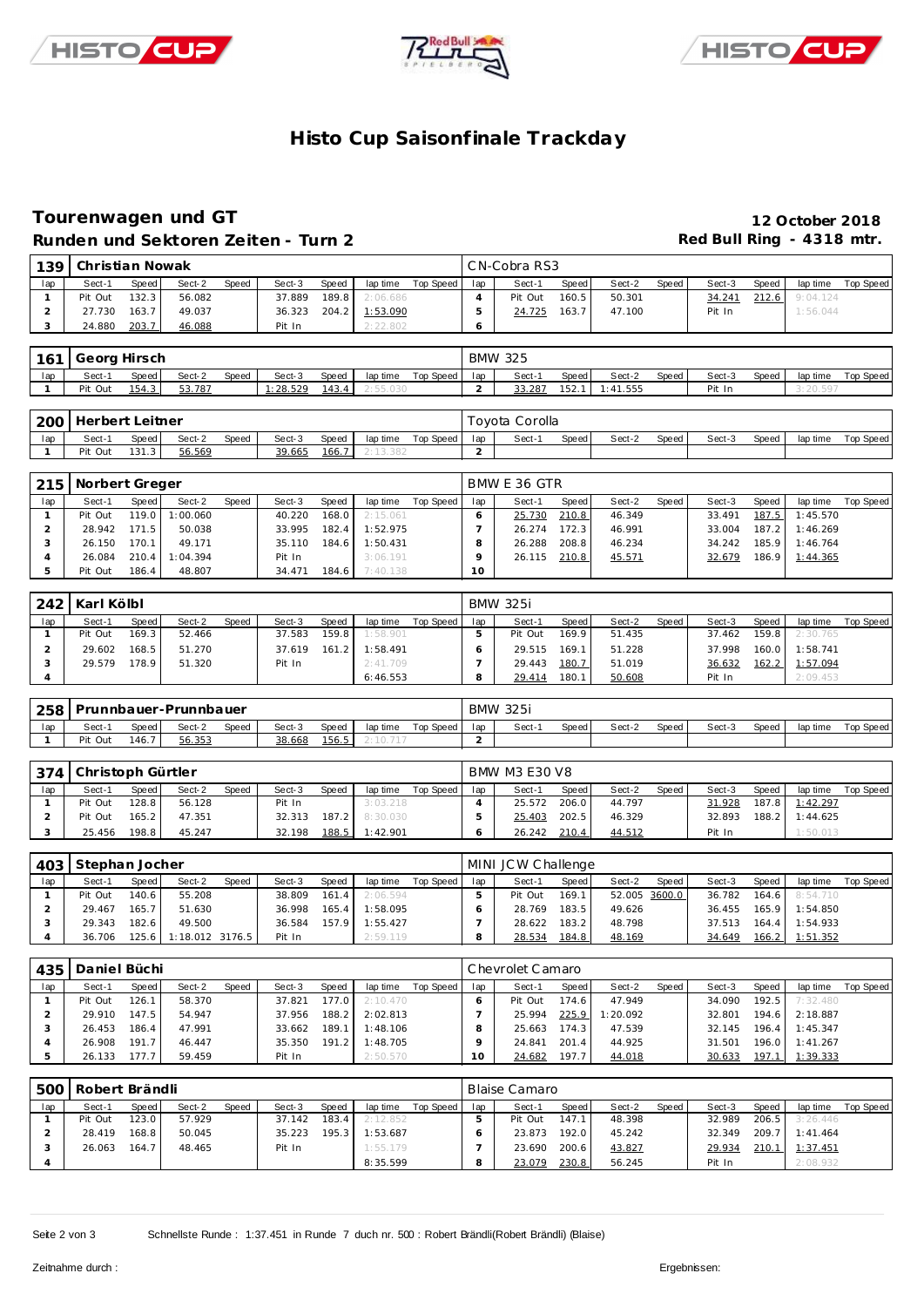# Histo Cup Saisonfinale Trackday

## Tourenwagen und GT

**12 October 2018**

### Runden und Sektoren Zeiten - Turn 2

**Red Bull Ring - 4318 mtr.**

| 139 | Christian Nowak | | | | | | | | CN-Cobra RS3 | | | | | | | | |
|---|---|---|---|---|---|---|---|---|---|---|---|---|---|---|---|---|---|
| lap | Sect-1 | Speed | Sect-2 | Speed | Sect-3 | Speed | lap time | Top Speed | lap | Sect-1 | Speed | Sect-2 | Speed | Sect-3 | Speed | lap time | Top Speed |
| 1 | Pit Out | 132.3 | 56.082 | | 37.889 | 189.8 | 2:06.686 | | 4 | Pit Out | 160.5 | 50.301 | | 34.241 | 212.6 | 9:04.124 | |
| 2 | 27.730 | 163.7 | 49.037 | | 36.323 | 204.2 | 1:53.090 | | 5 | 24.725 | 163.7 | 47.100 | | Pit In | | 1:56.044 | |
| 3 | 24.880 | 203.7 | 46.088 | | Pit In | | 2:22.802 | | 6 | | | | | | | | |

| 161 | Georg Hirsch | | | | | | | | BMW 325 | | | | | | | | |
|---|---|---|---|---|---|---|---|---|---|---|---|---|---|---|---|---|---|
| lap | Sect-1 | Speed | Sect-2 | Speed | Sect-3 | Speed | lap time | Top Speed | lap | Sect-1 | Speed | Sect-2 | Speed | Sect-3 | Speed | lap time | Top Speed |
| 1 | Pit Out | 154.3 | 53.787 | | 1:28.529 | 143.4 | 2:55.030 | | 2 | 33.287 | 152.1 | 1:41.555 | | Pit In | | 3:20.597 | |

| 200 | Herbert Leitner | | | | | | | | Toyota Corolla | | | | | | | | |
|---|---|---|---|---|---|---|---|---|---|---|---|---|---|---|---|---|---|
| lap | Sect-1 | Speed | Sect-2 | Speed | Sect-3 | Speed | lap time | Top Speed | lap | Sect-1 | Speed | Sect-2 | Speed | Sect-3 | Speed | lap time | Top Speed |
| 1 | Pit Out | 131.3 | 56.569 | | 39.665 | 166.7 | 2:13.382 | | 2 | | | | | | | | |

| 215 | Norbert Greger | | | | | | | | BMW E 36 GTR | | | | | | | | |
|---|---|---|---|---|---|---|---|---|---|---|---|---|---|---|---|---|---|
| lap | Sect-1 | Speed | Sect-2 | Speed | Sect-3 | Speed | lap time | Top Speed | lap | Sect-1 | Speed | Sect-2 | Speed | Sect-3 | Speed | lap time | Top Speed |
| 1 | Pit Out | 119.0 | 1:00.060 | | 40.220 | 168.0 | 2:15.061 | | 6 | 25.730 | 210.8 | 46.349 | | 33.491 | 187.5 | 1:45.570 | |
| 2 | 28.942 | 171.5 | 50.038 | | 33.995 | 182.4 | 1:52.975 | | 7 | 26.274 | 172.3 | 46.991 | | 33.004 | 187.2 | 1:46.269 | |
| 3 | 26.150 | 170.1 | 49.171 | | 35.110 | 184.6 | 1:50.431 | | 8 | 26.288 | 208.8 | 46.234 | | 34.242 | 185.9 | 1:46.764 | |
| 4 | 26.084 | 210.4 | 1:04.394 | | Pit In | | 3:06.191 | | 9 | 26.115 | 210.8 | 45.571 | | 32.679 | 186.9 | 1:44.365 | |
| 5 | Pit Out | 186.4 | 48.807 | | 34.471 | 184.6 | 7:40.138 | | 10 | | | | | | | | |

| 242 | Karl Kölbl | | | | | | | | BMW 325i | | | | | | | | |
|---|---|---|---|---|---|---|---|---|---|---|---|---|---|---|---|---|---|
| lap | Sect-1 | Speed | Sect-2 | Speed | Sect-3 | Speed | lap time | Top Speed | lap | Sect-1 | Speed | Sect-2 | Speed | Sect-3 | Speed | lap time | Top Speed |
| 1 | Pit Out | 169.3 | 52.466 | | 37.583 | 159.8 | 1:58.901 | | 5 | Pit Out | 169.9 | 51.435 | | 37.462 | 159.8 | 2:30.765 | |
| 2 | 29.602 | 168.5 | 51.270 | | 37.619 | 161.2 | 1:58.491 | | 6 | 29.515 | 169.1 | 51.228 | | 37.998 | 160.0 | 1:58.741 | |
| 3 | 29.579 | 178.9 | 51.320 | | Pit In | | 2:41.709 | | 7 | 29.443 | 180.7 | 51.019 | | 36.632 | 162.2 | 1:57.094 | |
| 4 | | | | | | | 6:46.553 | | 8 | 29.414 | 180.1 | 50.608 | | Pit In | | 2:09.453 | |

| 258 | Prunnbauer-Prunnbauer | | | | | | | | BMW 325i | | | | | | | | |
|---|---|---|---|---|---|---|---|---|---|---|---|---|---|---|---|---|---|
| lap | Sect-1 | Speed | Sect-2 | Speed | Sect-3 | Speed | lap time | Top Speed | lap | Sect-1 | Speed | Sect-2 | Speed | Sect-3 | Speed | lap time | Top Speed |
| 1 | Pit Out | 146.7 | 56.353 | | 38.668 | 156.5 | 2:10.717 | | 2 | | | | | | | | |

| 374 | Christoph Gürtler | | | | | | | | BMW M3 E30 V8 | | | | | | | | |
|---|---|---|---|---|---|---|---|---|---|---|---|---|---|---|---|---|---|
| lap | Sect-1 | Speed | Sect-2 | Speed | Sect-3 | Speed | lap time | Top Speed | lap | Sect-1 | Speed | Sect-2 | Speed | Sect-3 | Speed | lap time | Top Speed |
| 1 | Pit Out | 128.8 | 56.128 | | Pit In | | 3:03.218 | | 4 | 25.572 | 206.0 | 44.797 | | 31.928 | 187.8 | 1:42.297 | |
| 2 | Pit Out | 165.2 | 47.351 | | 32.313 | 187.2 | 8:30.030 | | 5 | 25.403 | 202.5 | 46.329 | | 32.893 | 188.2 | 1:44.625 | |
| 3 | 25.456 | 198.8 | 45.247 | | 32.198 | 188.5 | 1:42.901 | | 6 | 26.242 | 210.4 | 44.512 | | Pit In | | 1:50.013 | |

| 403 | Stephan Jocher | | | | | | | | MINI JCW Challenge | | | | | | | | |
|---|---|---|---|---|---|---|---|---|---|---|---|---|---|---|---|---|---|
| lap | Sect-1 | Speed | Sect-2 | Speed | Sect-3 | Speed | lap time | Top Speed | lap | Sect-1 | Speed | Sect-2 | Speed | Sect-3 | Speed | lap time | Top Speed |
| 1 | Pit Out | 140.6 | 55.208 | | 38.809 | 161.4 | 2:06.594 | | 5 | Pit Out | 169.1 | 52.005 | 3600.0 | 36.782 | 164.6 | 8:54.710 | |
| 2 | 29.467 | 165.7 | 51.630 | | 36.998 | 165.4 | 1:58.095 | | 6 | 28.769 | 183.5 | 49.626 | | 36.455 | 165.9 | 1:54.850 | |
| 3 | 29.343 | 182.6 | 49.500 | | 36.584 | 157.9 | 1:55.427 | | 7 | 28.622 | 183.2 | 48.798 | | 37.513 | 164.4 | 1:54.933 | |
| 4 | 36.706 | 125.6 | 1:18.012 | 3176.5 | Pit In | | 2:59.119 | | 8 | 28.534 | 184.8 | 48.169 | | 34.649 | 166.2 | 1:51.352 | |

| 435 | Daniel Büchi | | | | | | | | Chevrolet Camaro | | | | | | | | |
|---|---|---|---|---|---|---|---|---|---|---|---|---|---|---|---|---|---|
| lap | Sect-1 | Speed | Sect-2 | Speed | Sect-3 | Speed | lap time | Top Speed | lap | Sect-1 | Speed | Sect-2 | Speed | Sect-3 | Speed | lap time | Top Speed |
| 1 | Pit Out | 126.1 | 58.370 | | 37.821 | 177.0 | 2:10.470 | | 6 | Pit Out | 174.6 | 47.949 | | 34.090 | 192.5 | 7:32.480 | |
| 2 | 29.910 | 147.5 | 54.947 | | 37.956 | 188.2 | 2:02.813 | | 7 | 25.994 | 225.9 | 1:20.092 | | 32.801 | 194.6 | 2:18.887 | |
| 3 | 26.453 | 186.4 | 47.991 | | 33.662 | 189.1 | 1:48.106 | | 8 | 25.663 | 174.3 | 47.539 | | 32.145 | 196.4 | 1:45.347 | |
| 4 | 26.908 | 191.7 | 46.447 | | 35.350 | 191.2 | 1:48.705 | | 9 | 24.841 | 201.4 | 44.925 | | 31.501 | 196.0 | 1:41.267 | |
| 5 | 26.133 | 177.7 | 59.459 | | Pit In | | 2:50.570 | | 10 | 24.682 | 197.7 | 44.018 | | 30.633 | 197.1 | 1:39.333 | |

| 500 | Robert Brändli | | | | | | | | Blaise Camaro | | | | | | | | |
|---|---|---|---|---|---|---|---|---|---|---|---|---|---|---|---|---|---|
| lap | Sect-1 | Speed | Sect-2 | Speed | Sect-3 | Speed | lap time | Top Speed | lap | Sect-1 | Speed | Sect-2 | Speed | Sect-3 | Speed | lap time | Top Speed |
| 1 | Pit Out | 123.0 | 57.929 | | 37.142 | 183.4 | 2:12.852 | | 5 | Pit Out | 147.1 | 48.398 | | 32.989 | 206.5 | 3:26.446 | |
| 2 | 28.419 | 168.8 | 50.045 | | 35.223 | 195.3 | 1:53.687 | | 6 | 23.873 | 192.0 | 45.242 | | 32.349 | 209.7 | 1:41.464 | |
| 3 | 26.063 | 164.7 | 48.465 | | Pit In | | 1:55.179 | | 7 | 23.690 | 200.6 | 43.827 | | 29.934 | 210.1 | 1:37.451 | |
| 4 | | | | | | | 8:35.599 | | 8 | 23.079 | 230.8 | 56.245 | | Pit In | | 2:08.932 | |

Schnellste Runde : 1:37.451 in Runde 7 duch nr. 500 : Robert Brändli(Robert Brändli) (Blaise)

Zeitnahme durch :

Ergebnissen: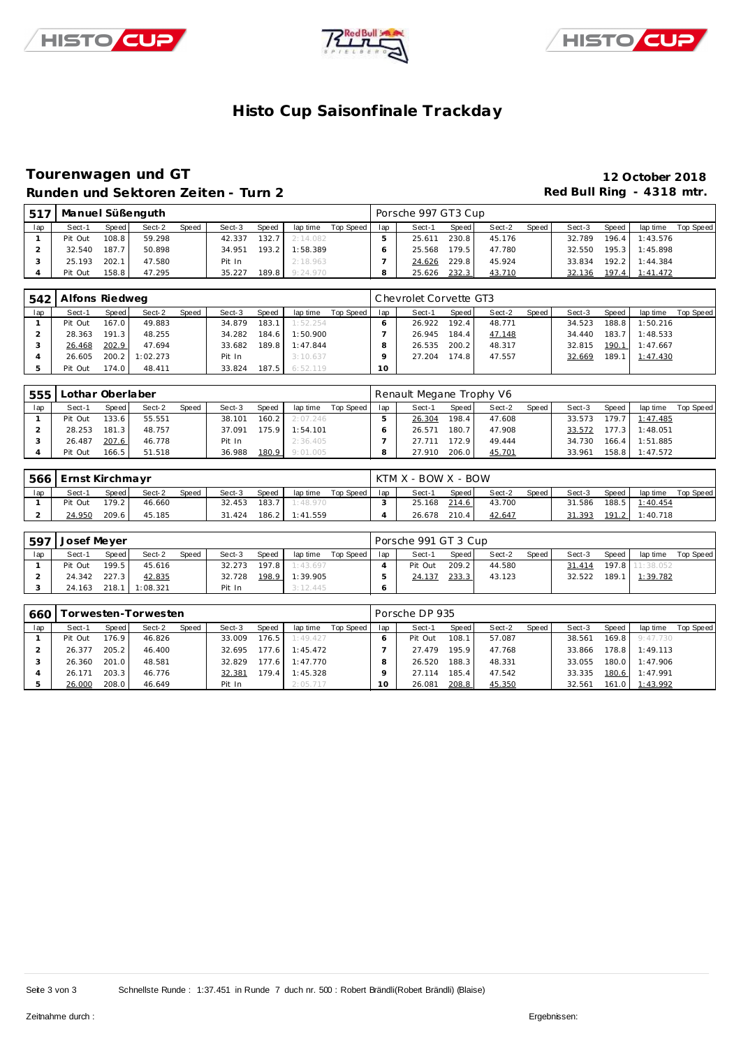# Histo Cup Saisonfinale Trackday

## Tourenwagen und GT

**Runden und Sektoren Zeiten - Turn 2**

**12 October 2018**

**Red Bull Ring - 4318 mtr.**

| 517 | Manuel Süßenguth | | | | | | | | | Porsche 997 GT3 Cup | | | | | | | | |
|---|---|---|---|---|---|---|---|---|---|---|---|---|---|---|---|---|---|---|
| lap | Sect-1 | Speed | Sect-2 | Speed | Sect-3 | Speed | lap time | Top Speed | lap | Sect-1 | Speed | Sect-2 | Speed | Sect-3 | Speed | lap time | Top Speed |
| 1 | Pit Out | 108.8 | 59.298 | | 42.337 | 132.7 | 2:14.082 | | 5 | 25.611 | 230.8 | 45.176 | | 32.789 | 196.4 | 1:43.576 | |
| 2 | 32.540 | 187.7 | 50.898 | | 34.951 | 193.2 | 1:58.389 | | 6 | 25.568 | 179.5 | 47.780 | | 32.550 | 195.3 | 1:45.898 | |
| 3 | 25.193 | 202.1 | 47.580 | | Pit In | | 2:18.963 | | 7 | 24.626 | 229.8 | 45.924 | | 33.834 | 192.2 | 1:44.384 | |
| 4 | Pit Out | 158.8 | 47.295 | | 35.227 | 189.8 | 9:24.970 | | 8 | 25.626 | 232.3 | 43.710 | | 32.136 | 197.4 | 1:41.472 | |

| 542 | Alfons Riedweg | | | | | | | | | Chevrolet Corvette GT3 | | | | | | | | |
|---|---|---|---|---|---|---|---|---|---|---|---|---|---|---|---|---|---|---|
| lap | Sect-1 | Speed | Sect-2 | Speed | Sect-3 | Speed | lap time | Top Speed | lap | Sect-1 | Speed | Sect-2 | Speed | Sect-3 | Speed | lap time | Top Speed |
| 1 | Pit Out | 167.0 | 49.883 | | 34.879 | 183.1 | 1:52.254 | | 6 | 26.922 | 192.4 | 48.771 | | 34.523 | 188.8 | 1:50.216 | |
| 2 | 28.363 | 191.3 | 48.255 | | 34.282 | 184.6 | 1:50.900 | | 7 | 26.945 | 184.4 | 47.148 | | 34.440 | 183.7 | 1:48.533 | |
| 3 | 26.468 | 202.9 | 47.694 | | 33.682 | 189.8 | 1:47.844 | | 8 | 26.535 | 200.2 | 48.317 | | 32.815 | 190.1 | 1:47.667 | |
| 4 | 26.605 | 200.2 | 1:02.273 | | Pit In | | 3:10.637 | | 9 | 27.204 | 174.8 | 47.557 | | 32.669 | 189.1 | 1:47.430 | |
| 5 | Pit Out | 174.0 | 48.411 | | 33.824 | 187.5 | 6:52.119 | | 10 | | | | | | | | |

| 555 | Lothar Oberlaber | | | | | | | | | Renault Megane Trophy V6 | | | | | | | | |
|---|---|---|---|---|---|---|---|---|---|---|---|---|---|---|---|---|---|---|
| lap | Sect-1 | Speed | Sect-2 | Speed | Sect-3 | Speed | lap time | Top Speed | lap | Sect-1 | Speed | Sect-2 | Speed | Sect-3 | Speed | lap time | Top Speed |
| 1 | Pit Out | 133.6 | 55.551 | | 38.101 | 160.2 | 2:07.246 | | 5 | 26.304 | 198.4 | 47.608 | | 33.573 | 179.7 | 1:47.485 | |
| 2 | 28.253 | 181.3 | 48.757 | | 37.091 | 175.9 | 1:54.101 | | 6 | 26.571 | 180.7 | 47.908 | | 33.572 | 177.3 | 1:48.051 | |
| 3 | 26.487 | 207.6 | 46.778 | | Pit In | | 2:36.405 | | 7 | 27.711 | 172.9 | 49.444 | | 34.730 | 166.4 | 1:51.885 | |
| 4 | Pit Out | 166.5 | 51.518 | | 36.988 | 180.9 | 9:01.005 | | 8 | 27.910 | 206.0 | 45.701 | | 33.961 | 158.8 | 1:47.572 | |

| 566 | Ernst Kirchmayr | | | | | | | | | KTM X - BOW X - BOW | | | | | | | | |
|---|---|---|---|---|---|---|---|---|---|---|---|---|---|---|---|---|---|---|
| lap | Sect-1 | Speed | Sect-2 | Speed | Sect-3 | Speed | lap time | Top Speed | lap | Sect-1 | Speed | Sect-2 | Speed | Sect-3 | Speed | lap time | Top Speed |
| 1 | Pit Out | 179.2 | 46.660 | | 32.453 | 183.7 | 1:48.970 | | 3 | 25.168 | 214.6 | 43.700 | | 31.586 | 188.5 | 1:40.454 | |
| 2 | 24.950 | 209.6 | 45.185 | | 31.424 | 186.2 | 1:41.559 | | 4 | 26.678 | 210.4 | 42.647 | | 31.393 | 191.2 | 1:40.718 | |

| 597 | Josef Meyer | | | | | | | | | Porsche 991 GT 3 Cup | | | | | | | | |
|---|---|---|---|---|---|---|---|---|---|---|---|---|---|---|---|---|---|---|
| lap | Sect-1 | Speed | Sect-2 | Speed | Sect-3 | Speed | lap time | Top Speed | lap | Sect-1 | Speed | Sect-2 | Speed | Sect-3 | Speed | lap time | Top Speed |
| 1 | Pit Out | 199.5 | 45.616 | | 32.273 | 197.8 | 1:43.697 | | 4 | Pit Out | 209.2 | 44.580 | | 31.414 | 197.8 | 11:38.052 | |
| 2 | 24.342 | 227.3 | 42.835 | | 32.728 | 198.9 | 1:39.905 | | 5 | 24.137 | 233.3 | 43.123 | | 32.522 | 189.1 | 1:39.782 | |
| 3 | 24.163 | 218.1 | 1:08.321 | | Pit In | | 3:12.445 | | 6 | | | | | | | | |

| 660 | Torwesten-Torwesten | | | | | | | | | Porsche DP 935 | | | | | | | | |
|---|---|---|---|---|---|---|---|---|---|---|---|---|---|---|---|---|---|---|
| lap | Sect-1 | Speed | Sect-2 | Speed | Sect-3 | Speed | lap time | Top Speed | lap | Sect-1 | Speed | Sect-2 | Speed | Sect-3 | Speed | lap time | Top Speed |
| 1 | Pit Out | 176.9 | 46.826 | | 33.009 | 176.5 | 1:49.427 | | 6 | Pit Out | 108.1 | 57.087 | | 38.561 | 169.8 | 9:47.730 | |
| 2 | 26.377 | 205.2 | 46.400 | | 32.695 | 177.6 | 1:45.472 | | 7 | 27.479 | 195.9 | 47.768 | | 33.866 | 178.8 | 1:49.113 | |
| 3 | 26.360 | 201.0 | 48.581 | | 32.829 | 177.6 | 1:47.770 | | 8 | 26.520 | 188.3 | 48.331 | | 33.055 | 180.0 | 1:47.906 | |
| 4 | 26.171 | 203.3 | 46.776 | | 32.381 | 179.4 | 1:45.328 | | 9 | 27.114 | 185.4 | 47.542 | | 33.335 | 180.6 | 1:47.991 | |
| 5 | 26.000 | 208.0 | 46.649 | | Pit In | | 2:05.717 | | 10 | 26.081 | 208.8 | 45.350 | | 32.561 | 161.0 | 1:43.992 | |

Schnellste Runde : 1:37.451 in Runde 7 duch nr. 500 : Robert Brändli(Robert Brändli) (Blaise)

Zeitnahme durch :

Ergebnissen: